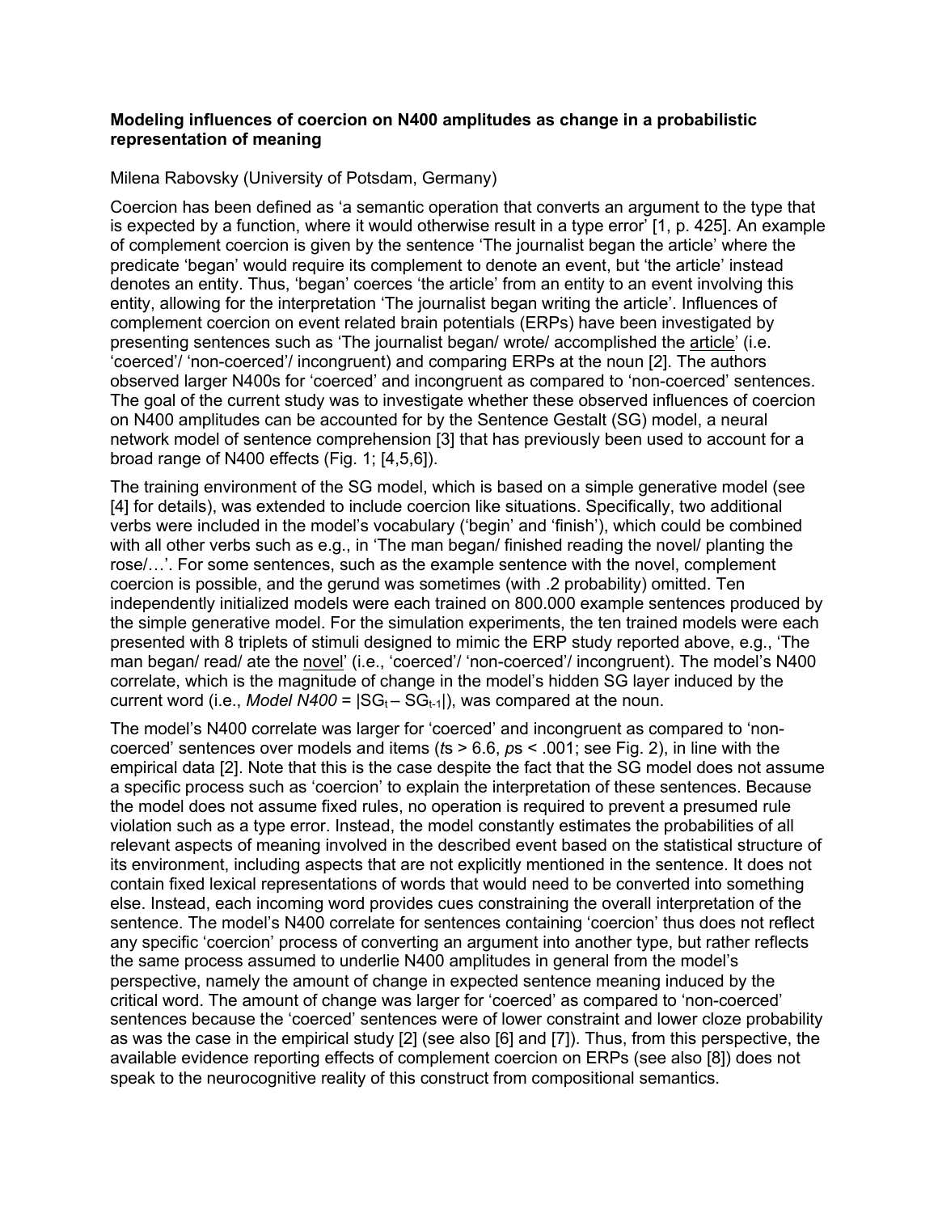**Modeling influences of coercion on N400 amplitudes as change in a probabilistic representation of meaning**

Milena Rabovsky (University of Potsdam, Germany)

Coercion has been defined as 'a semantic operation that converts an argument to the type that is expected by a function, where it would otherwise result in a type error' [1, p. 425]. An example of complement coercion is given by the sentence 'The journalist began the article' where the predicate 'began' would require its complement to denote an event, but 'the article' instead denotes an entity. Thus, 'began' coerces 'the article' from an entity to an event involving this entity, allowing for the interpretation 'The journalist began writing the article'. Influences of complement coercion on event related brain potentials (ERPs) have been investigated by presenting sentences such as 'The journalist began/ wrote/ accomplished the <u>article</u>' (i.e. 'coerced'/ 'non-coerced'/ incongruent) and comparing ERPs at the noun [2]. The authors observed larger N400s for 'coerced' and incongruent as compared to 'non-coerced' sentences. The goal of the current study was to investigate whether these observed influences of coercion on N400 amplitudes can be accounted for by the Sentence Gestalt (SG) model, a neural network model of sentence comprehension [3] that has previously been used to account for a broad range of N400 effects (Fig. 1; [4,5,6]).

The training environment of the SG model, which is based on a simple generative model (see [4] for details), was extended to include coercion like situations. Specifically, two additional verbs were included in the model's vocabulary ('begin' and 'finish'), which could be combined with all other verbs such as e.g., in 'The man began/ finished reading the novel/ planting the rose/…'. For some sentences, such as the example sentence with the novel, complement coercion is possible, and the gerund was sometimes (with .2 probability) omitted. Ten independently initialized models were each trained on 800.000 example sentences produced by the simple generative model. For the simulation experiments, the ten trained models were each presented with 8 triplets of stimuli designed to mimic the ERP study reported above, e.g., 'The man began/ read/ ate the <u>novel</u>' (i.e., 'coerced'/ 'non-coerced'/ incongruent). The model's N400 correlate, which is the magnitude of change in the model's hidden SG layer induced by the current word (i.e., *Model N400* = $|SG_t - SG_{t-1}|$), was compared at the noun.

The model's N400 correlate was larger for 'coerced' and incongruent as compared to 'non-coerced' sentences over models and items ($t$s > 6.6, $p$s < .001; see Fig. 2), in line with the empirical data [2]. Note that this is the case despite the fact that the SG model does not assume a specific process such as 'coercion' to explain the interpretation of these sentences. Because the model does not assume fixed rules, no operation is required to prevent a presumed rule violation such as a type error. Instead, the model constantly estimates the probabilities of all relevant aspects of meaning involved in the described event based on the statistical structure of its environment, including aspects that are not explicitly mentioned in the sentence. It does not contain fixed lexical representations of words that would need to be converted into something else. Instead, each incoming word provides cues constraining the overall interpretation of the sentence. The model's N400 correlate for sentences containing 'coercion' thus does not reflect any specific 'coercion' process of converting an argument into another type, but rather reflects the same process assumed to underlie N400 amplitudes in general from the model's perspective, namely the amount of change in expected sentence meaning induced by the critical word. The amount of change was larger for 'coerced' as compared to 'non-coerced' sentences because the 'coerced' sentences were of lower constraint and lower cloze probability as was the case in the empirical study [2] (see also [6] and [7]). Thus, from this perspective, the available evidence reporting effects of complement coercion on ERPs (see also [8]) does not speak to the neurocognitive reality of this construct from compositional semantics.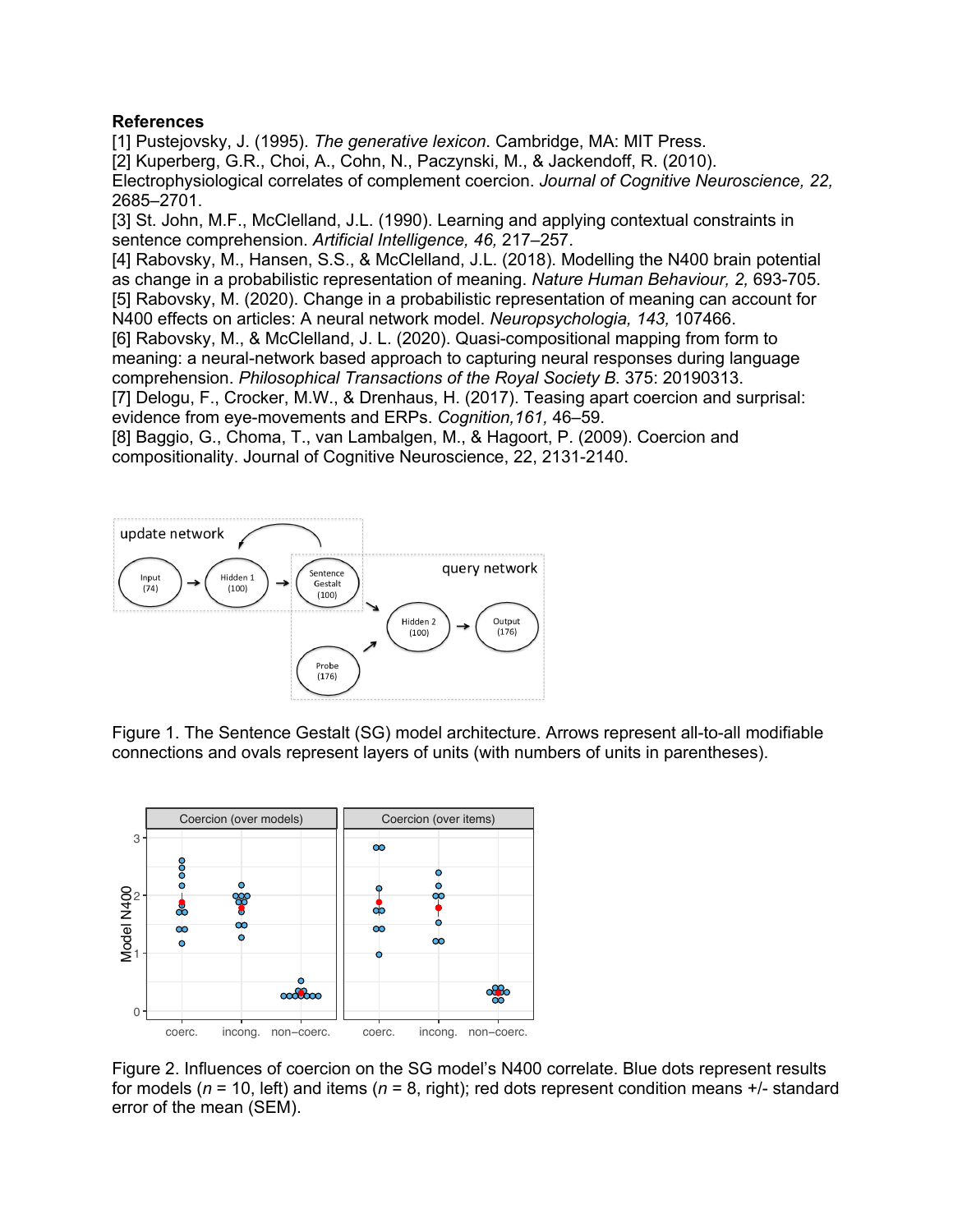**References**

[1] Pustejovsky, J. (1995). *The generative lexicon*. Cambridge, MA: MIT Press.

[2] Kuperberg, G.R., Choi, A., Cohn, N., Paczynski, M., & Jackendoff, R. (2010). Electrophysiological correlates of complement coercion. *Journal of Cognitive Neuroscience, 22,* 2685–2701.

[3] St. John, M.F., McClelland, J.L. (1990). Learning and applying contextual constraints in sentence comprehension. *Artificial Intelligence, 46,* 217–257.

[4] Rabovsky, M., Hansen, S.S., & McClelland, J.L. (2018). Modelling the N400 brain potential as change in a probabilistic representation of meaning. *Nature Human Behaviour, 2,* 693-705.

[5] Rabovsky, M. (2020). Change in a probabilistic representation of meaning can account for N400 effects on articles: A neural network model. *Neuropsychologia, 143,* 107466.

[6] Rabovsky, M., & McClelland, J. L. (2020). Quasi-compositional mapping from form to meaning: a neural-network based approach to capturing neural responses during language comprehension. *Philosophical Transactions of the Royal Society B*. 375: 20190313.

[7] Delogu, F., Crocker, M.W., & Drenhaus, H. (2017). Teasing apart coercion and surprisal: evidence from eye-movements and ERPs. *Cognition,161,* 46–59.

[8] Baggio, G., Choma, T., van Lambalgen, M., & Hagoort, P. (2009). Coercion and compositionality. Journal of Cognitive Neuroscience, 22, 2131-2140.

update network

Input (74)

Hidden 1 (100)

Sentence Gestalt (100)

query network

Probe (176)

Hidden 2 (100)

Output (176)

Figure 1. The Sentence Gestalt (SG) model architecture. Arrows represent all-to-all modifiable connections and ovals represent layers of units (with numbers of units in parentheses).

Coercion (over models)

Coercion (over items)

Model N400

3

2

1

0

coerc.

incong.

non–coerc.

coerc.

incong.

non–coerc.

Figure 2. Influences of coercion on the SG model's N400 correlate. Blue dots represent results for models (*n* = 10, left) and items (*n* = 8, right); red dots represent condition means +/- standard error of the mean (SEM).